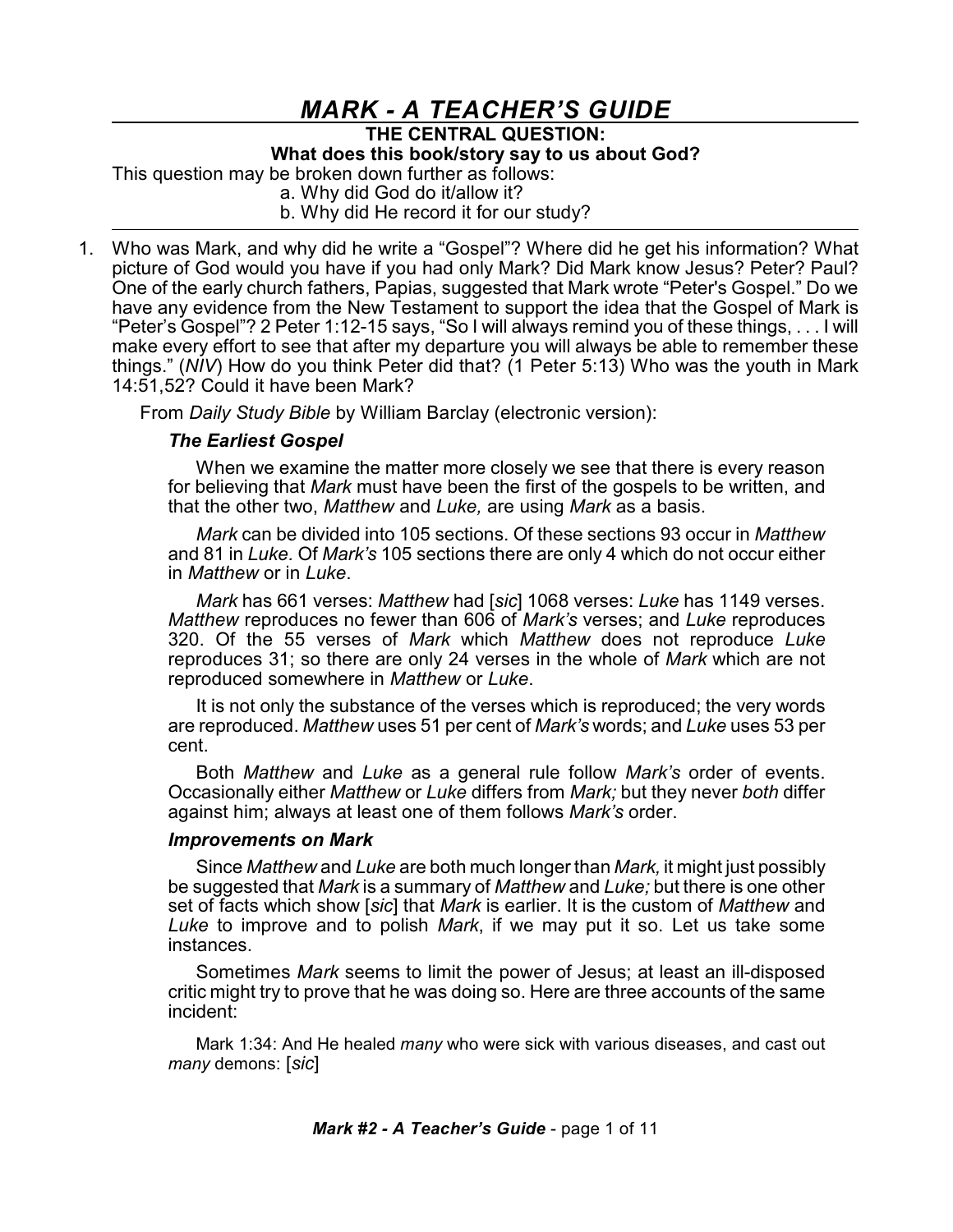# *MARK - A TEACHER'S GUIDE*

**THE CENTRAL QUESTION:**

**What does this book/story say to us about God?**

This question may be broken down further as follows:

a. Why did God do it/allow it?

b. Why did He record it for our study?

---

1. Who was Mark, and why did he write a "Gospel"? Where did he get his information? What picture of God would you have if you had only Mark? Did Mark know Jesus? Peter? Paul? One of the early church fathers, Papias, suggested that Mark wrote "Peter's Gospel." Do we have any evidence from the New Testament to support the idea that the Gospel of Mark is "Peter's Gospel"? 2 Peter 1:12-15 says, "So I will always remind you of these things, . . . I will make every effort to see that after my departure you will always be able to remember these things." (*NIV*) How do you think Peter did that? (1 Peter 5:13) Who was the youth in Mark 14:51,52? Could it have been Mark?

   From *Daily Study Bible* by William Barclay (electronic version):

   ***The Earliest Gospel***

   When we examine the matter more closely we see that there is every reason for believing that *Mark* must have been the first of the gospels to be written, and that the other two, *Matthew* and *Luke,* are using *Mark* as a basis.

   *Mark* can be divided into 105 sections. Of these sections 93 occur in *Matthew* and 81 in *Luke.* Of *Mark's* 105 sections there are only 4 which do not occur either in *Matthew* or in *Luke*.

   *Mark* has 661 verses: *Matthew* had [*sic*] 1068 verses: *Luke* has 1149 verses. *Matthew* reproduces no fewer than 606 of *Mark's* verses; and *Luke* reproduces 320. Of the 55 verses of *Mark* which *Matthew* does not reproduce *Luke* reproduces 31; so there are only 24 verses in the whole of *Mark* which are not reproduced somewhere in *Matthew* or *Luke*.

   It is not only the substance of the verses which is reproduced; the very words are reproduced. *Matthew* uses 51 per cent of *Mark's* words; and *Luke* uses 53 per cent.

   Both *Matthew* and *Luke* as a general rule follow *Mark's* order of events. Occasionally either *Matthew* or *Luke* differs from *Mark;* but they never *both* differ against him; always at least one of them follows *Mark's* order.

   ***Improvements on Mark***

   Since *Matthew* and *Luke* are both much longer than *Mark,* it might just possibly be suggested that *Mark* is a summary of *Matthew* and *Luke;* but there is one other set of facts which show [*sic*] that *Mark* is earlier. It is the custom of *Matthew* and *Luke* to improve and to polish *Mark*, if we may put it so. Let us take some instances.

   Sometimes *Mark* seems to limit the power of Jesus; at least an ill-disposed critic might try to prove that he was doing so. Here are three accounts of the same incident:

   Mark 1:34: And He healed *many* who were sick with various diseases, and cast out *many* demons: [*sic*]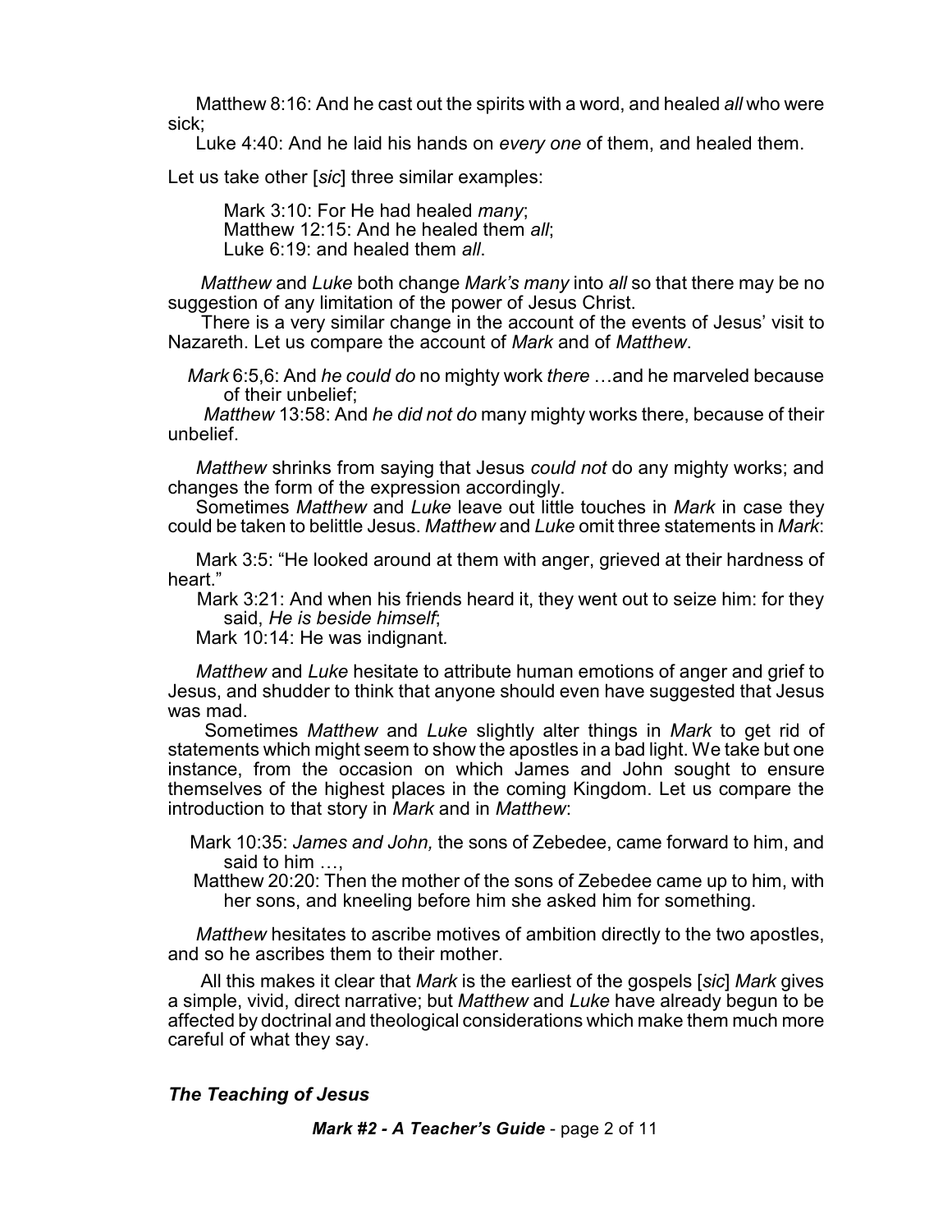Matthew 8:16: And he cast out the spirits with a word, and healed *all* who were sick;

Luke 4:40: And he laid his hands on *every one* of them, and healed them.

Let us take other [*sic*] three similar examples:

> Mark 3:10: For He had healed *many*;
> Matthew 12:15: And he healed them *all*;
> Luke 6:19: and healed them *all*.

*Matthew* and *Luke* both change *Mark's many* into *all* so that there may be no suggestion of any limitation of the power of Jesus Christ.

There is a very similar change in the account of the events of Jesus' visit to Nazareth. Let us compare the account of *Mark* and of *Matthew*.

*Mark* 6:5,6: And *he could do* no mighty work *there* …and he marveled because of their unbelief;

*Matthew* 13:58: And *he did not do* many mighty works there, because of their unbelief.

*Matthew* shrinks from saying that Jesus *could not* do any mighty works; and changes the form of the expression accordingly.

Sometimes *Matthew* and *Luke* leave out little touches in *Mark* in case they could be taken to belittle Jesus. *Matthew* and *Luke* omit three statements in *Mark*:

Mark 3:5: "He looked around at them with anger, grieved at their hardness of heart."

Mark 3:21: And when his friends heard it, they went out to seize him: for they said, *He is beside himself*;

Mark 10:14: He was indignant.

*Matthew* and *Luke* hesitate to attribute human emotions of anger and grief to Jesus, and shudder to think that anyone should even have suggested that Jesus was mad.

Sometimes *Matthew* and *Luke* slightly alter things in *Mark* to get rid of statements which might seem to show the apostles in a bad light. We take but one instance, from the occasion on which James and John sought to ensure themselves of the highest places in the coming Kingdom. Let us compare the introduction to that story in *Mark* and in *Matthew*:

Mark 10:35: *James and John,* the sons of Zebedee, came forward to him, and said to him …,

Matthew 20:20: Then the mother of the sons of Zebedee came up to him, with her sons, and kneeling before him she asked him for something.

*Matthew* hesitates to ascribe motives of ambition directly to the two apostles, and so he ascribes them to their mother.

All this makes it clear that *Mark* is the earliest of the gospels [*sic*] *Mark* gives a simple, vivid, direct narrative; but *Matthew* and *Luke* have already begun to be affected by doctrinal and theological considerations which make them much more careful of what they say.

### *The Teaching of Jesus*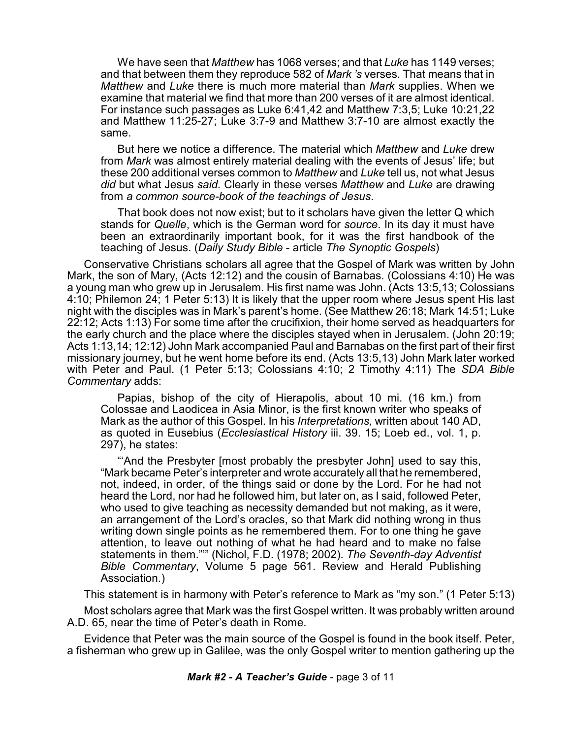> We have seen that *Matthew* has 1068 verses; and that *Luke* has 1149 verses; and that between them they reproduce 582 of *Mark's* verses. That means that in *Matthew* and *Luke* there is much more material than *Mark* supplies. When we examine that material we find that more than 200 verses of it are almost identical. For instance such passages as Luke 6:41,42 and Matthew 7:3,5; Luke 10:21,22 and Matthew 11:25-27; Luke 3:7-9 and Matthew 3:7-10 are almost exactly the same.
>
> But here we notice a difference. The material which *Matthew* and *Luke* drew from *Mark* was almost entirely material dealing with the events of Jesus' life; but these 200 additional verses common to *Matthew* and *Luke* tell us, not what Jesus *did* but what Jesus *said.* Clearly in these verses *Matthew* and *Luke* are drawing from *a common source-book of the teachings of Jesus*.
>
> That book does not now exist; but to it scholars have given the letter Q which stands for *Quelle*, which is the German word for *source*. In its day it must have been an extraordinarily important book, for it was the first handbook of the teaching of Jesus. (*Daily Study Bible* - article *The Synoptic Gospels*)

Conservative Christians scholars all agree that the Gospel of Mark was written by John Mark, the son of Mary, (Acts 12:12) and the cousin of Barnabas. (Colossians 4:10) He was a young man who grew up in Jerusalem. His first name was John. (Acts 13:5,13; Colossians 4:10; Philemon 24; 1 Peter 5:13) It is likely that the upper room where Jesus spent His last night with the disciples was in Mark's parent's home. (See Matthew 26:18; Mark 14:51; Luke 22:12; Acts 1:13) For some time after the crucifixion, their home served as headquarters for the early church and the place where the disciples stayed when in Jerusalem. (John 20:19; Acts 1:13,14; 12:12) John Mark accompanied Paul and Barnabas on the first part of their first missionary journey, but he went home before its end. (Acts 13:5,13) John Mark later worked with Peter and Paul. (1 Peter 5:13; Colossians 4:10; 2 Timothy 4:11) The *SDA Bible Commentary* adds:

> Papias, bishop of the city of Hierapolis, about 10 mi. (16 km.) from Colossae and Laodicea in Asia Minor, is the first known writer who speaks of Mark as the author of this Gospel. In his *Interpretations,* written about 140 AD, as quoted in Eusebius (*Ecclesiastical History* iii. 39. 15; Loeb ed., vol. 1, p. 297), he states:
>
> "'And the Presbyter [most probably the presbyter John] used to say this, "Mark became Peter's interpreter and wrote accurately all that he remembered, not, indeed, in order, of the things said or done by the Lord. For he had not heard the Lord, nor had he followed him, but later on, as I said, followed Peter, who used to give teaching as necessity demanded but not making, as it were, an arrangement of the Lord's oracles, so that Mark did nothing wrong in thus writing down single points as he remembered them. For to one thing he gave attention, to leave out nothing of what he had heard and to make no false statements in them."'" (Nichol, F.D. (1978; 2002). *The Seventh-day Adventist Bible Commentary*, Volume 5 page 561. Review and Herald Publishing Association.)

This statement is in harmony with Peter's reference to Mark as "my son." (1 Peter 5:13)

Most scholars agree that Mark was the first Gospel written. It was probably written around A.D. 65, near the time of Peter's death in Rome.

Evidence that Peter was the main source of the Gospel is found in the book itself. Peter, a fisherman who grew up in Galilee, was the only Gospel writer to mention gathering up the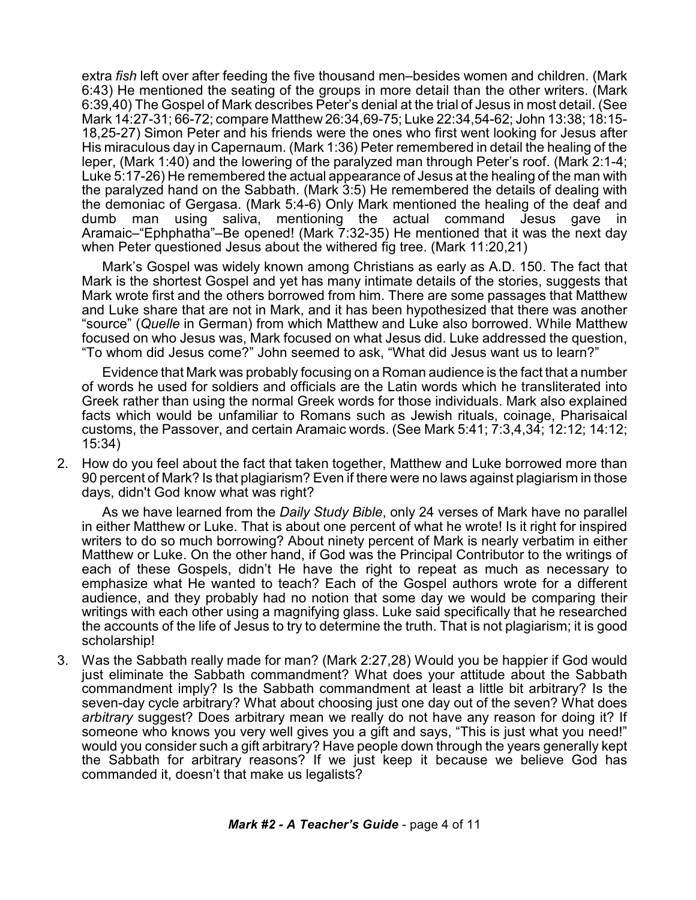extra *fish* left over after feeding the five thousand men–besides women and children. (Mark 6:43) He mentioned the seating of the groups in more detail than the other writers. (Mark 6:39,40) The Gospel of Mark describes Peter's denial at the trial of Jesus in most detail. (See Mark 14:27-31; 66-72; compare Matthew 26:34,69-75; Luke 22:34,54-62; John 13:38; 18:15-18,25-27) Simon Peter and his friends were the ones who first went looking for Jesus after His miraculous day in Capernaum. (Mark 1:36) Peter remembered in detail the healing of the leper, (Mark 1:40) and the lowering of the paralyzed man through Peter's roof. (Mark 2:1-4; Luke 5:17-26) He remembered the actual appearance of Jesus at the healing of the man with the paralyzed hand on the Sabbath. (Mark 3:5) He remembered the details of dealing with the demoniac of Gergasa. (Mark 5:4-6) Only Mark mentioned the healing of the deaf and dumb man using saliva, mentioning the actual command Jesus gave in Aramaic–"Ephphatha"–Be opened! (Mark 7:32-35) He mentioned that it was the next day when Peter questioned Jesus about the withered fig tree. (Mark 11:20,21)

Mark's Gospel was widely known among Christians as early as A.D. 150. The fact that Mark is the shortest Gospel and yet has many intimate details of the stories, suggests that Mark wrote first and the others borrowed from him. There are some passages that Matthew and Luke share that are not in Mark, and it has been hypothesized that there was another "source" (*Quelle* in German) from which Matthew and Luke also borrowed. While Matthew focused on who Jesus was, Mark focused on what Jesus did. Luke addressed the question, "To whom did Jesus come?" John seemed to ask, "What did Jesus want us to learn?"

Evidence that Mark was probably focusing on a Roman audience is the fact that a number of words he used for soldiers and officials are the Latin words which he transliterated into Greek rather than using the normal Greek words for those individuals. Mark also explained facts which would be unfamiliar to Romans such as Jewish rituals, coinage, Pharisaical customs, the Passover, and certain Aramaic words. (See Mark 5:41; 7:3,4,34; 12:12; 14:12; 15:34)

2. How do you feel about the fact that taken together, Matthew and Luke borrowed more than 90 percent of Mark? Is that plagiarism? Even if there were no laws against plagiarism in those days, didn't God know what was right?

   As we have learned from the *Daily Study Bible*, only 24 verses of Mark have no parallel in either Matthew or Luke. That is about one percent of what he wrote! Is it right for inspired writers to do so much borrowing? About ninety percent of Mark is nearly verbatim in either Matthew or Luke. On the other hand, if God was the Principal Contributor to the writings of each of these Gospels, didn't He have the right to repeat as much as necessary to emphasize what He wanted to teach? Each of the Gospel authors wrote for a different audience, and they probably had no notion that some day we would be comparing their writings with each other using a magnifying glass. Luke said specifically that he researched the accounts of the life of Jesus to try to determine the truth. That is not plagiarism; it is good scholarship!

3. Was the Sabbath really made for man? (Mark 2:27,28) Would you be happier if God would just eliminate the Sabbath commandment? What does your attitude about the Sabbath commandment imply? Is the Sabbath commandment at least a little bit arbitrary? Is the seven-day cycle arbitrary? What about choosing just one day out of the seven? What does *arbitrary* suggest? Does arbitrary mean we really do not have any reason for doing it? If someone who knows you very well gives you a gift and says, "This is just what you need!" would you consider such a gift arbitrary? Have people down through the years generally kept the Sabbath for arbitrary reasons? If we just keep it because we believe God has commanded it, doesn't that make us legalists?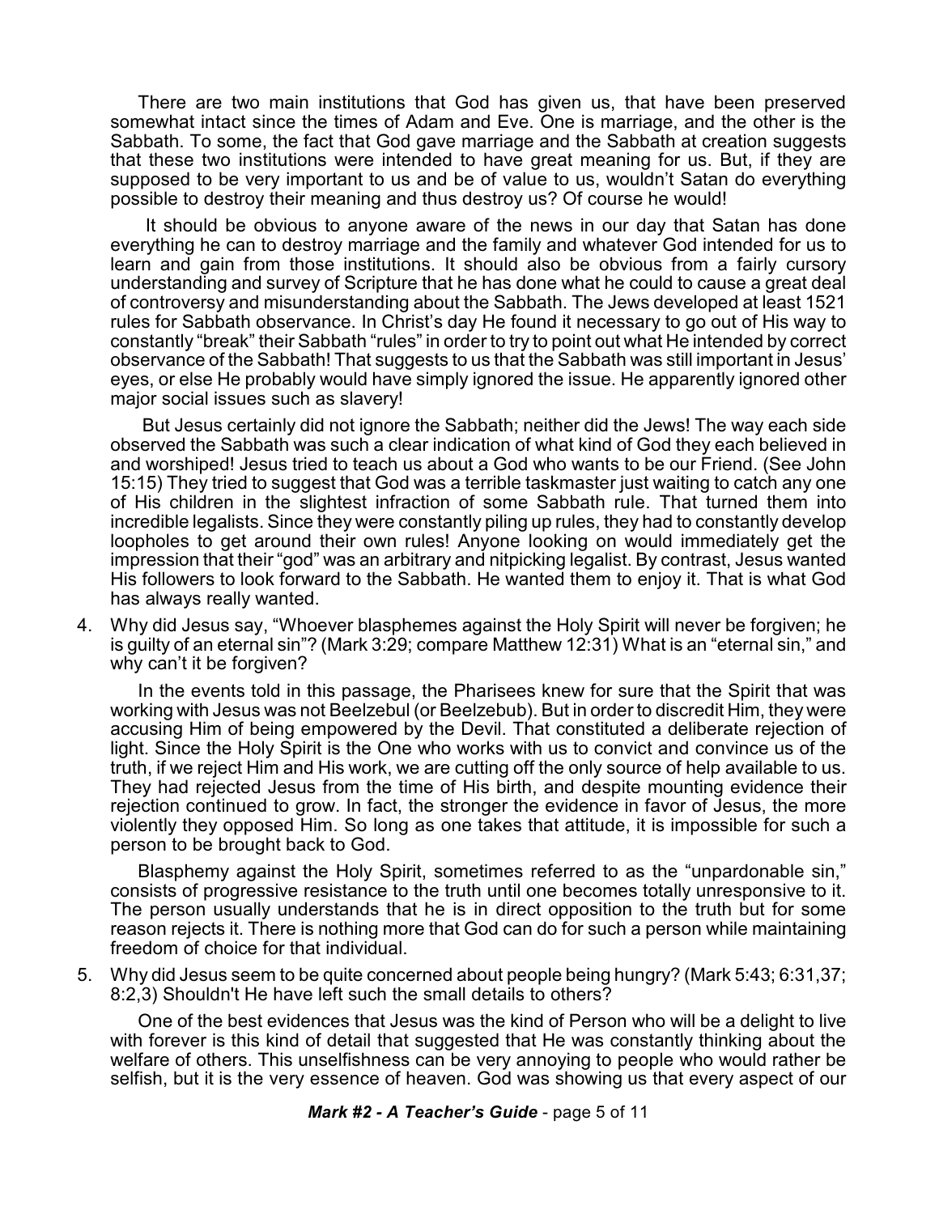There are two main institutions that God has given us, that have been preserved somewhat intact since the times of Adam and Eve. One is marriage, and the other is the Sabbath. To some, the fact that God gave marriage and the Sabbath at creation suggests that these two institutions were intended to have great meaning for us. But, if they are supposed to be very important to us and be of value to us, wouldn't Satan do everything possible to destroy their meaning and thus destroy us? Of course he would!

It should be obvious to anyone aware of the news in our day that Satan has done everything he can to destroy marriage and the family and whatever God intended for us to learn and gain from those institutions. It should also be obvious from a fairly cursory understanding and survey of Scripture that he has done what he could to cause a great deal of controversy and misunderstanding about the Sabbath. The Jews developed at least 1521 rules for Sabbath observance. In Christ's day He found it necessary to go out of His way to constantly "break" their Sabbath "rules" in order to try to point out what He intended by correct observance of the Sabbath! That suggests to us that the Sabbath was still important in Jesus' eyes, or else He probably would have simply ignored the issue. He apparently ignored other major social issues such as slavery!

But Jesus certainly did not ignore the Sabbath; neither did the Jews! The way each side observed the Sabbath was such a clear indication of what kind of God they each believed in and worshiped! Jesus tried to teach us about a God who wants to be our Friend. (See John 15:15) They tried to suggest that God was a terrible taskmaster just waiting to catch any one of His children in the slightest infraction of some Sabbath rule. That turned them into incredible legalists. Since they were constantly piling up rules, they had to constantly develop loopholes to get around their own rules! Anyone looking on would immediately get the impression that their "god" was an arbitrary and nitpicking legalist. By contrast, Jesus wanted His followers to look forward to the Sabbath. He wanted them to enjoy it. That is what God has always really wanted.

4. Why did Jesus say, "Whoever blasphemes against the Holy Spirit will never be forgiven; he is guilty of an eternal sin"? (Mark 3:29; compare Matthew 12:31) What is an "eternal sin," and why can't it be forgiven?

   In the events told in this passage, the Pharisees knew for sure that the Spirit that was working with Jesus was not Beelzebul (or Beelzebub). But in order to discredit Him, they were accusing Him of being empowered by the Devil. That constituted a deliberate rejection of light. Since the Holy Spirit is the One who works with us to convict and convince us of the truth, if we reject Him and His work, we are cutting off the only source of help available to us. They had rejected Jesus from the time of His birth, and despite mounting evidence their rejection continued to grow. In fact, the stronger the evidence in favor of Jesus, the more violently they opposed Him. So long as one takes that attitude, it is impossible for such a person to be brought back to God.

   Blasphemy against the Holy Spirit, sometimes referred to as the "unpardonable sin," consists of progressive resistance to the truth until one becomes totally unresponsive to it. The person usually understands that he is in direct opposition to the truth but for some reason rejects it. There is nothing more that God can do for such a person while maintaining freedom of choice for that individual.

5. Why did Jesus seem to be quite concerned about people being hungry? (Mark 5:43; 6:31,37; 8:2,3) Shouldn't He have left such the small details to others?

   One of the best evidences that Jesus was the kind of Person who will be a delight to live with forever is this kind of detail that suggested that He was constantly thinking about the welfare of others. This unselfishness can be very annoying to people who would rather be selfish, but it is the very essence of heaven. God was showing us that every aspect of our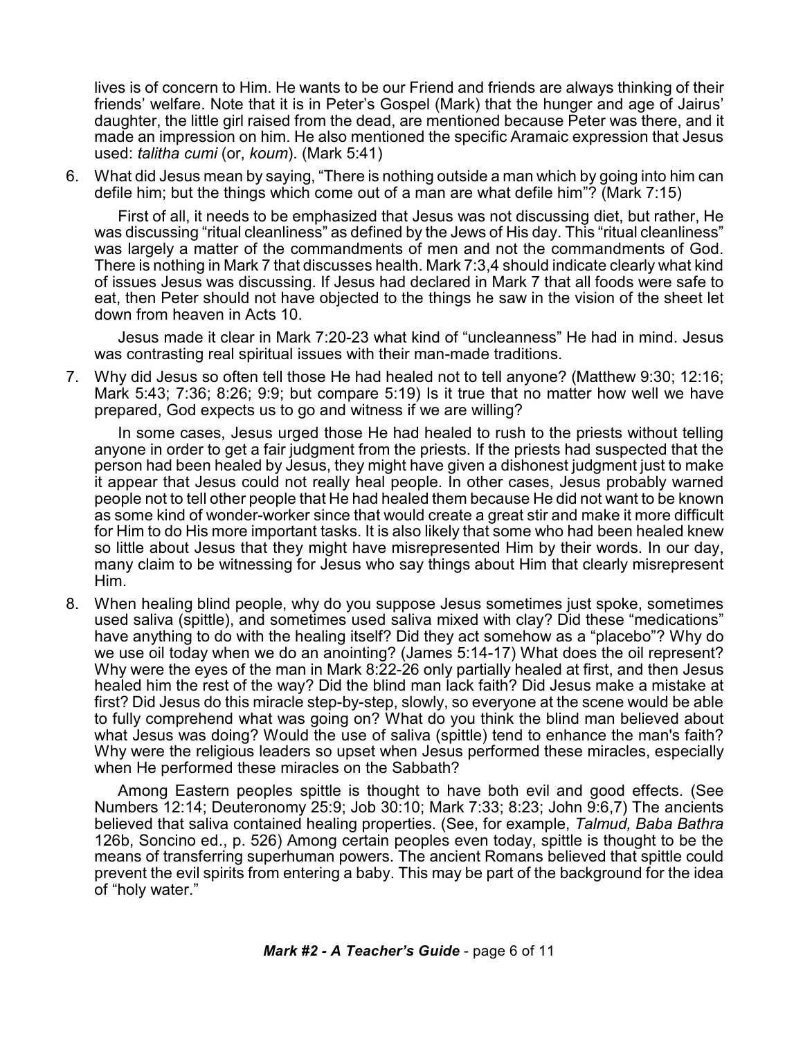lives is of concern to Him. He wants to be our Friend and friends are always thinking of their friends' welfare. Note that it is in Peter's Gospel (Mark) that the hunger and age of Jairus' daughter, the little girl raised from the dead, are mentioned because Peter was there, and it made an impression on him. He also mentioned the specific Aramaic expression that Jesus used: *talitha cumi* (or, *koum*). (Mark 5:41)

6. What did Jesus mean by saying, "There is nothing outside a man which by going into him can defile him; but the things which come out of a man are what defile him"? (Mark 7:15)

   First of all, it needs to be emphasized that Jesus was not discussing diet, but rather, He was discussing "ritual cleanliness" as defined by the Jews of His day. This "ritual cleanliness" was largely a matter of the commandments of men and not the commandments of God. There is nothing in Mark 7 that discusses health. Mark 7:3,4 should indicate clearly what kind of issues Jesus was discussing. If Jesus had declared in Mark 7 that all foods were safe to eat, then Peter should not have objected to the things he saw in the vision of the sheet let down from heaven in Acts 10.

   Jesus made it clear in Mark 7:20-23 what kind of "uncleanness" He had in mind. Jesus was contrasting real spiritual issues with their man-made traditions.

7. Why did Jesus so often tell those He had healed not to tell anyone? (Matthew 9:30; 12:16; Mark 5:43; 7:36; 8:26; 9:9; but compare 5:19) Is it true that no matter how well we have prepared, God expects us to go and witness if we are willing?

   In some cases, Jesus urged those He had healed to rush to the priests without telling anyone in order to get a fair judgment from the priests. If the priests had suspected that the person had been healed by Jesus, they might have given a dishonest judgment just to make it appear that Jesus could not really heal people. In other cases, Jesus probably warned people not to tell other people that He had healed them because He did not want to be known as some kind of wonder-worker since that would create a great stir and make it more difficult for Him to do His more important tasks. It is also likely that some who had been healed knew so little about Jesus that they might have misrepresented Him by their words. In our day, many claim to be witnessing for Jesus who say things about Him that clearly misrepresent Him.

8. When healing blind people, why do you suppose Jesus sometimes just spoke, sometimes used saliva (spittle), and sometimes used saliva mixed with clay? Did these "medications" have anything to do with the healing itself? Did they act somehow as a "placebo"? Why do we use oil today when we do an anointing? (James 5:14-17) What does the oil represent? Why were the eyes of the man in Mark 8:22-26 only partially healed at first, and then Jesus healed him the rest of the way? Did the blind man lack faith? Did Jesus make a mistake at first? Did Jesus do this miracle step-by-step, slowly, so everyone at the scene would be able to fully comprehend what was going on? What do you think the blind man believed about what Jesus was doing? Would the use of saliva (spittle) tend to enhance the man's faith? Why were the religious leaders so upset when Jesus performed these miracles, especially when He performed these miracles on the Sabbath?

   Among Eastern peoples spittle is thought to have both evil and good effects. (See Numbers 12:14; Deuteronomy 25:9; Job 30:10; Mark 7:33; 8:23; John 9:6,7) The ancients believed that saliva contained healing properties. (See, for example, *Talmud, Baba Bathra* 126b, Soncino ed., p. 526) Among certain peoples even today, spittle is thought to be the means of transferring superhuman powers. The ancient Romans believed that spittle could prevent the evil spirits from entering a baby. This may be part of the background for the idea of "holy water."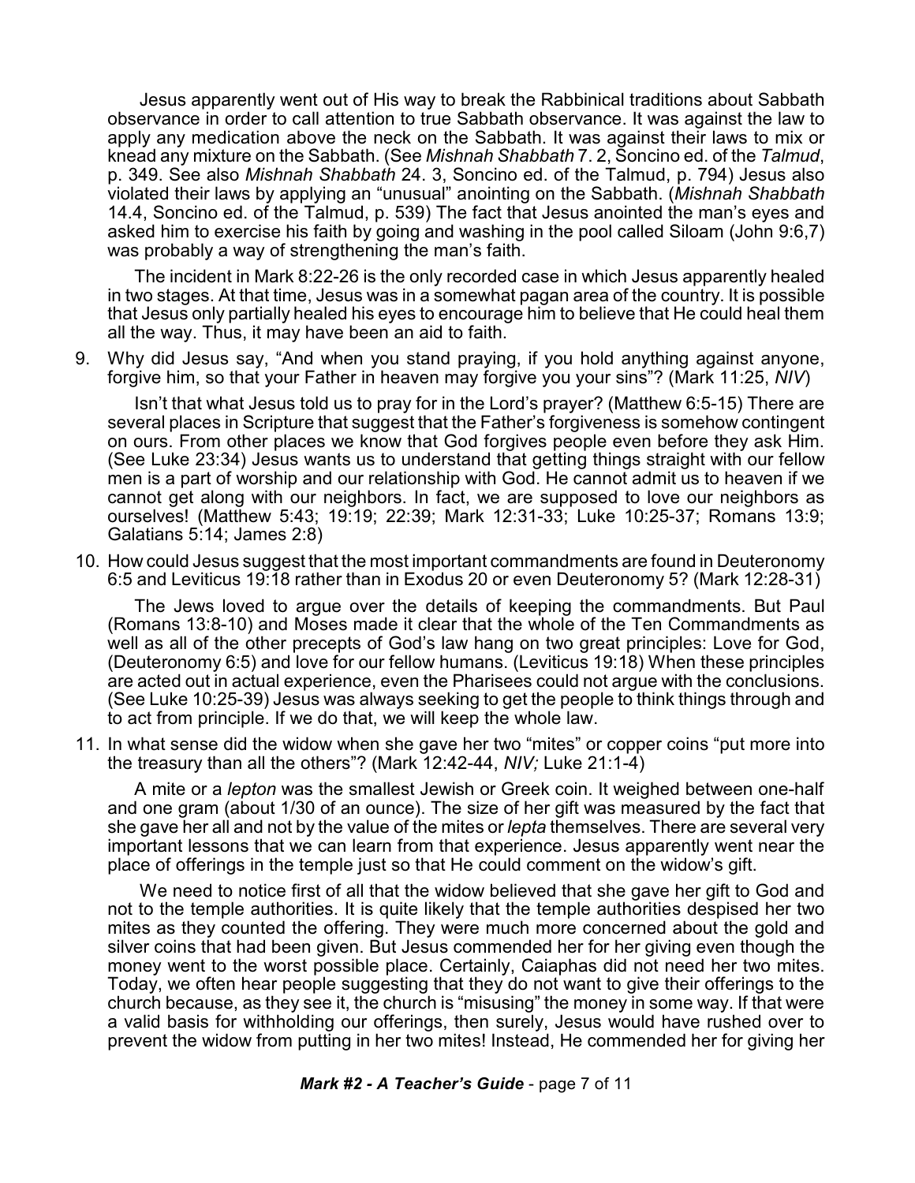Jesus apparently went out of His way to break the Rabbinical traditions about Sabbath observance in order to call attention to true Sabbath observance. It was against the law to apply any medication above the neck on the Sabbath. It was against their laws to mix or knead any mixture on the Sabbath. (See *Mishnah Shabbath* 7. 2, Soncino ed. of the *Talmud*, p. 349. See also *Mishnah Shabbath* 24. 3, Soncino ed. of the Talmud, p. 794) Jesus also violated their laws by applying an "unusual" anointing on the Sabbath. (*Mishnah Shabbath* 14.4, Soncino ed. of the Talmud, p. 539) The fact that Jesus anointed the man's eyes and asked him to exercise his faith by going and washing in the pool called Siloam (John 9:6,7) was probably a way of strengthening the man's faith.

The incident in Mark 8:22-26 is the only recorded case in which Jesus apparently healed in two stages. At that time, Jesus was in a somewhat pagan area of the country. It is possible that Jesus only partially healed his eyes to encourage him to believe that He could heal them all the way. Thus, it may have been an aid to faith.

9. Why did Jesus say, "And when you stand praying, if you hold anything against anyone, forgive him, so that your Father in heaven may forgive you your sins"? (Mark 11:25, *NIV*)

   Isn't that what Jesus told us to pray for in the Lord's prayer? (Matthew 6:5-15) There are several places in Scripture that suggest that the Father's forgiveness is somehow contingent on ours. From other places we know that God forgives people even before they ask Him. (See Luke 23:34) Jesus wants us to understand that getting things straight with our fellow men is a part of worship and our relationship with God. He cannot admit us to heaven if we cannot get along with our neighbors. In fact, we are supposed to love our neighbors as ourselves! (Matthew 5:43; 19:19; 22:39; Mark 12:31-33; Luke 10:25-37; Romans 13:9; Galatians 5:14; James 2:8)

10. How could Jesus suggest that the most important commandments are found in Deuteronomy 6:5 and Leviticus 19:18 rather than in Exodus 20 or even Deuteronomy 5? (Mark 12:28-31)

    The Jews loved to argue over the details of keeping the commandments. But Paul (Romans 13:8-10) and Moses made it clear that the whole of the Ten Commandments as well as all of the other precepts of God's law hang on two great principles: Love for God, (Deuteronomy 6:5) and love for our fellow humans. (Leviticus 19:18) When these principles are acted out in actual experience, even the Pharisees could not argue with the conclusions. (See Luke 10:25-39) Jesus was always seeking to get the people to think things through and to act from principle. If we do that, we will keep the whole law.

11. In what sense did the widow when she gave her two "mites" or copper coins "put more into the treasury than all the others"? (Mark 12:42-44, *NIV;* Luke 21:1-4)

    A mite or a *lepton* was the smallest Jewish or Greek coin. It weighed between one-half and one gram (about 1/30 of an ounce). The size of her gift was measured by the fact that she gave her all and not by the value of the mites or *lepta* themselves. There are several very important lessons that we can learn from that experience. Jesus apparently went near the place of offerings in the temple just so that He could comment on the widow's gift.

    We need to notice first of all that the widow believed that she gave her gift to God and not to the temple authorities. It is quite likely that the temple authorities despised her two mites as they counted the offering. They were much more concerned about the gold and silver coins that had been given. But Jesus commended her for her giving even though the money went to the worst possible place. Certainly, Caiaphas did not need her two mites. Today, we often hear people suggesting that they do not want to give their offerings to the church because, as they see it, the church is "misusing" the money in some way. If that were a valid basis for withholding our offerings, then surely, Jesus would have rushed over to prevent the widow from putting in her two mites! Instead, He commended her for giving her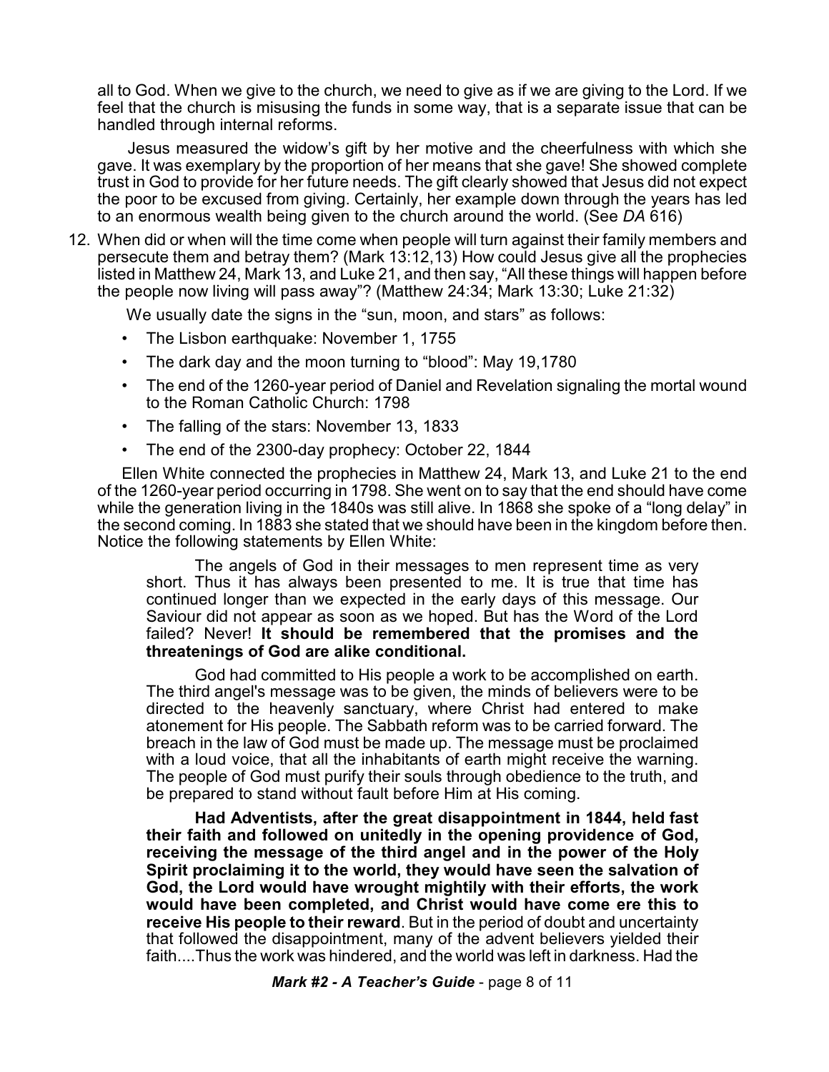all to God. When we give to the church, we need to give as if we are giving to the Lord. If we feel that the church is misusing the funds in some way, that is a separate issue that can be handled through internal reforms.

Jesus measured the widow's gift by her motive and the cheerfulness with which she gave. It was exemplary by the proportion of her means that she gave! She showed complete trust in God to provide for her future needs. The gift clearly showed that Jesus did not expect the poor to be excused from giving. Certainly, her example down through the years has led to an enormous wealth being given to the church around the world. (See *DA* 616)

12. When did or when will the time come when people will turn against their family members and persecute them and betray them? (Mark 13:12,13) How could Jesus give all the prophecies listed in Matthew 24, Mark 13, and Luke 21, and then say, "All these things will happen before the people now living will pass away"? (Matthew 24:34; Mark 13:30; Luke 21:32)

    We usually date the signs in the "sun, moon, and stars" as follows:

    - The Lisbon earthquake: November 1, 1755
    - The dark day and the moon turning to "blood": May 19,1780
    - The end of the 1260-year period of Daniel and Revelation signaling the mortal wound to the Roman Catholic Church: 1798
    - The falling of the stars: November 13, 1833
    - The end of the 2300-day prophecy: October 22, 1844

    Ellen White connected the prophecies in Matthew 24, Mark 13, and Luke 21 to the end of the 1260-year period occurring in 1798. She went on to say that the end should have come while the generation living in the 1840s was still alive. In 1868 she spoke of a "long delay" in the second coming. In 1883 she stated that we should have been in the kingdom before then. Notice the following statements by Ellen White:

    > The angels of God in their messages to men represent time as very short. Thus it has always been presented to me. It is true that time has continued longer than we expected in the early days of this message. Our Saviour did not appear as soon as we hoped. But has the Word of the Lord failed? Never! **It should be remembered that the promises and the threatenings of God are alike conditional.**
    >
    > God had committed to His people a work to be accomplished on earth. The third angel's message was to be given, the minds of believers were to be directed to the heavenly sanctuary, where Christ had entered to make atonement for His people. The Sabbath reform was to be carried forward. The breach in the law of God must be made up. The message must be proclaimed with a loud voice, that all the inhabitants of earth might receive the warning. The people of God must purify their souls through obedience to the truth, and be prepared to stand without fault before Him at His coming.
    >
    > **Had Adventists, after the great disappointment in 1844, held fast their faith and followed on unitedly in the opening providence of God, receiving the message of the third angel and in the power of the Holy Spirit proclaiming it to the world, they would have seen the salvation of God, the Lord would have wrought mightily with their efforts, the work would have been completed, and Christ would have come ere this to receive His people to their reward**. But in the period of doubt and uncertainty that followed the disappointment, many of the advent believers yielded their faith....Thus the work was hindered, and the world was left in darkness. Had the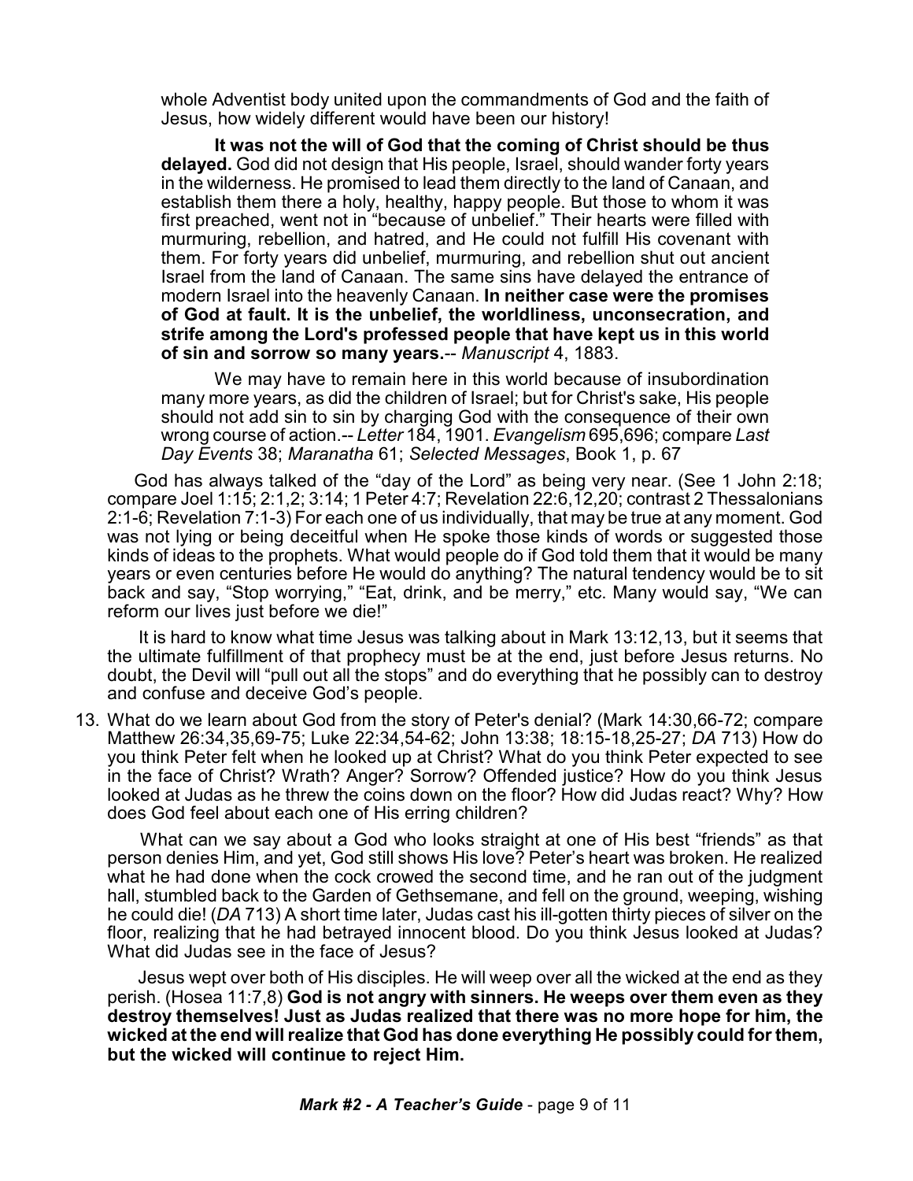whole Adventist body united upon the commandments of God and the faith of Jesus, how widely different would have been our history!

> **It was not the will of God that the coming of Christ should be thus delayed.** God did not design that His people, Israel, should wander forty years in the wilderness. He promised to lead them directly to the land of Canaan, and establish them there a holy, healthy, happy people. But those to whom it was first preached, went not in "because of unbelief." Their hearts were filled with murmuring, rebellion, and hatred, and He could not fulfill His covenant with them. For forty years did unbelief, murmuring, and rebellion shut out ancient Israel from the land of Canaan. The same sins have delayed the entrance of modern Israel into the heavenly Canaan. **In neither case were the promises of God at fault. It is the unbelief, the worldliness, unconsecration, and strife among the Lord's professed people that have kept us in this world of sin and sorrow so many years.**-- *Manuscript* 4, 1883.
>
> We may have to remain here in this world because of insubordination many more years, as did the children of Israel; but for Christ's sake, His people should not add sin to sin by charging God with the consequence of their own wrong course of action.-- *Letter* 184, 1901. *Evangelism* 695,696; compare *Last Day Events* 38; *Maranatha* 61; *Selected Messages*, Book 1, p. 67

God has always talked of the "day of the Lord" as being very near. (See 1 John 2:18; compare Joel 1:15; 2:1,2; 3:14; 1 Peter 4:7; Revelation 22:6,12,20; contrast 2 Thessalonians 2:1-6; Revelation 7:1-3) For each one of us individually, that may be true at any moment. God was not lying or being deceitful when He spoke those kinds of words or suggested those kinds of ideas to the prophets. What would people do if God told them that it would be many years or even centuries before He would do anything? The natural tendency would be to sit back and say, "Stop worrying," "Eat, drink, and be merry," etc. Many would say, "We can reform our lives just before we die!"

It is hard to know what time Jesus was talking about in Mark 13:12,13, but it seems that the ultimate fulfillment of that prophecy must be at the end, just before Jesus returns. No doubt, the Devil will "pull out all the stops" and do everything that he possibly can to destroy and confuse and deceive God's people.

13. What do we learn about God from the story of Peter's denial? (Mark 14:30,66-72; compare Matthew 26:34,35,69-75; Luke 22:34,54-62; John 13:38; 18:15-18,25-27; *DA* 713) How do you think Peter felt when he looked up at Christ? What do you think Peter expected to see in the face of Christ? Wrath? Anger? Sorrow? Offended justice? How do you think Jesus looked at Judas as he threw the coins down on the floor? How did Judas react? Why? How does God feel about each one of His erring children?

What can we say about a God who looks straight at one of His best "friends" as that person denies Him, and yet, God still shows His love? Peter's heart was broken. He realized what he had done when the cock crowed the second time, and he ran out of the judgment hall, stumbled back to the Garden of Gethsemane, and fell on the ground, weeping, wishing he could die! (*DA* 713) A short time later, Judas cast his ill-gotten thirty pieces of silver on the floor, realizing that he had betrayed innocent blood. Do you think Jesus looked at Judas? What did Judas see in the face of Jesus?

Jesus wept over both of His disciples. He will weep over all the wicked at the end as they perish. (Hosea 11:7,8) **God is not angry with sinners. He weeps over them even as they destroy themselves! Just as Judas realized that there was no more hope for him, the wicked at the end will realize that God has done everything He possibly could for them, but the wicked will continue to reject Him.**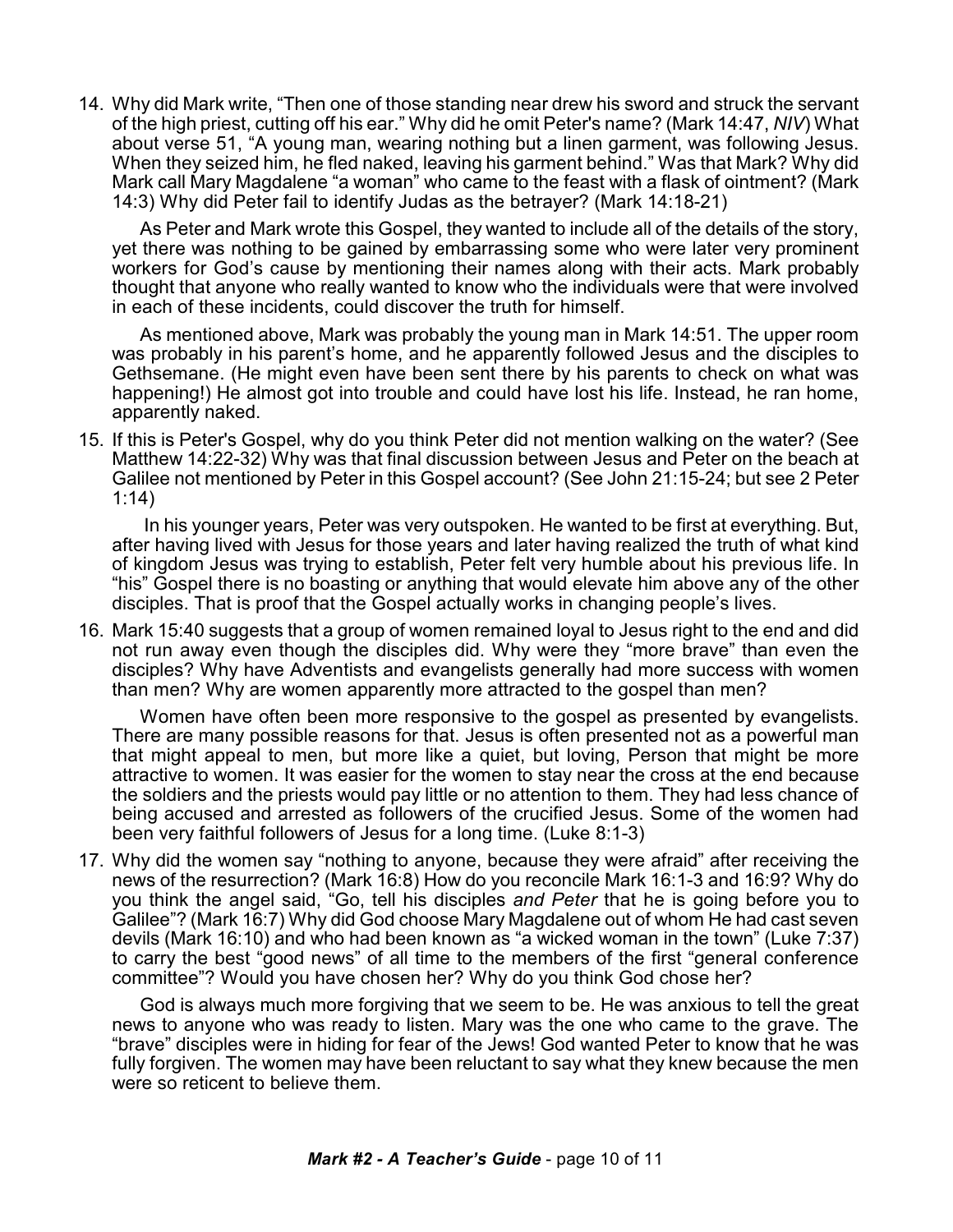14. Why did Mark write, "Then one of those standing near drew his sword and struck the servant of the high priest, cutting off his ear." Why did he omit Peter's name? (Mark 14:47, *NIV*) What about verse 51, "A young man, wearing nothing but a linen garment, was following Jesus. When they seized him, he fled naked, leaving his garment behind." Was that Mark? Why did Mark call Mary Magdalene "a woman" who came to the feast with a flask of ointment? (Mark 14:3) Why did Peter fail to identify Judas as the betrayer? (Mark 14:18-21)

    As Peter and Mark wrote this Gospel, they wanted to include all of the details of the story, yet there was nothing to be gained by embarrassing some who were later very prominent workers for God's cause by mentioning their names along with their acts. Mark probably thought that anyone who really wanted to know who the individuals were that were involved in each of these incidents, could discover the truth for himself.

    As mentioned above, Mark was probably the young man in Mark 14:51. The upper room was probably in his parent's home, and he apparently followed Jesus and the disciples to Gethsemane. (He might even have been sent there by his parents to check on what was happening!) He almost got into trouble and could have lost his life. Instead, he ran home, apparently naked.

15. If this is Peter's Gospel, why do you think Peter did not mention walking on the water? (See Matthew 14:22-32) Why was that final discussion between Jesus and Peter on the beach at Galilee not mentioned by Peter in this Gospel account? (See John 21:15-24; but see 2 Peter 1:14)

    In his younger years, Peter was very outspoken. He wanted to be first at everything. But, after having lived with Jesus for those years and later having realized the truth of what kind of kingdom Jesus was trying to establish, Peter felt very humble about his previous life. In "his" Gospel there is no boasting or anything that would elevate him above any of the other disciples. That is proof that the Gospel actually works in changing people's lives.

16. Mark 15:40 suggests that a group of women remained loyal to Jesus right to the end and did not run away even though the disciples did. Why were they "more brave" than even the disciples? Why have Adventists and evangelists generally had more success with women than men? Why are women apparently more attracted to the gospel than men?

    Women have often been more responsive to the gospel as presented by evangelists. There are many possible reasons for that. Jesus is often presented not as a powerful man that might appeal to men, but more like a quiet, but loving, Person that might be more attractive to women. It was easier for the women to stay near the cross at the end because the soldiers and the priests would pay little or no attention to them. They had less chance of being accused and arrested as followers of the crucified Jesus. Some of the women had been very faithful followers of Jesus for a long time. (Luke 8:1-3)

17. Why did the women say "nothing to anyone, because they were afraid" after receiving the news of the resurrection? (Mark 16:8) How do you reconcile Mark 16:1-3 and 16:9? Why do you think the angel said, "Go, tell his disciples *and Peter* that he is going before you to Galilee"? (Mark 16:7) Why did God choose Mary Magdalene out of whom He had cast seven devils (Mark 16:10) and who had been known as "a wicked woman in the town" (Luke 7:37) to carry the best "good news" of all time to the members of the first "general conference committee"? Would you have chosen her? Why do you think God chose her?

    God is always much more forgiving that we seem to be. He was anxious to tell the great news to anyone who was ready to listen. Mary was the one who came to the grave. The "brave" disciples were in hiding for fear of the Jews! God wanted Peter to know that he was fully forgiven. The women may have been reluctant to say what they knew because the men were so reticent to believe them.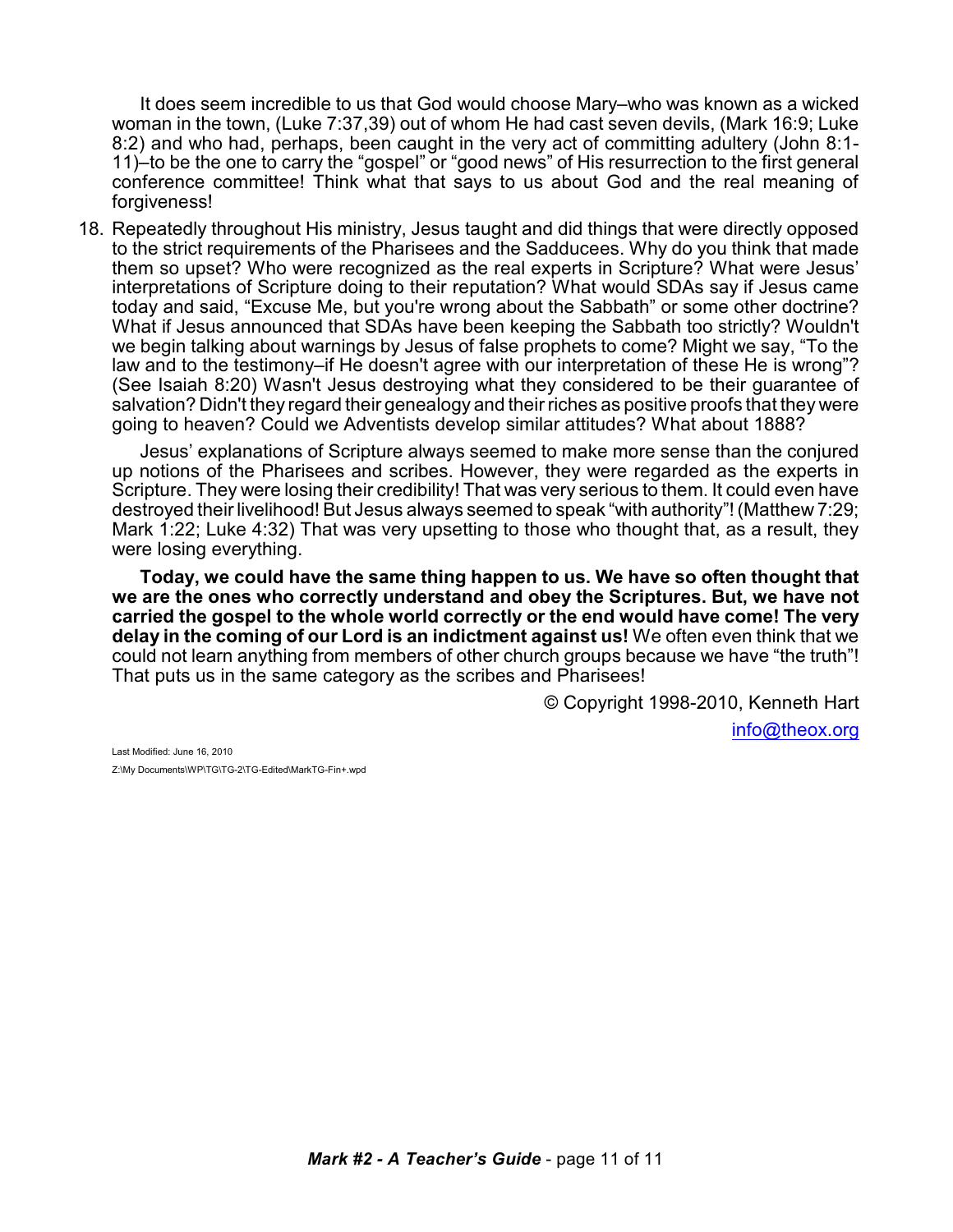It does seem incredible to us that God would choose Mary–who was known as a wicked woman in the town, (Luke 7:37,39) out of whom He had cast seven devils, (Mark 16:9; Luke 8:2) and who had, perhaps, been caught in the very act of committing adultery (John 8:1-11)–to be the one to carry the "gospel" or "good news" of His resurrection to the first general conference committee! Think what that says to us about God and the real meaning of forgiveness!

18. Repeatedly throughout His ministry, Jesus taught and did things that were directly opposed to the strict requirements of the Pharisees and the Sadducees. Why do you think that made them so upset? Who were recognized as the real experts in Scripture? What were Jesus' interpretations of Scripture doing to their reputation? What would SDAs say if Jesus came today and said, "Excuse Me, but you're wrong about the Sabbath" or some other doctrine? What if Jesus announced that SDAs have been keeping the Sabbath too strictly? Wouldn't we begin talking about warnings by Jesus of false prophets to come? Might we say, "To the law and to the testimony–if He doesn't agree with our interpretation of these He is wrong"? (See Isaiah 8:20) Wasn't Jesus destroying what they considered to be their guarantee of salvation? Didn't they regard their genealogy and their riches as positive proofs that they were going to heaven? Could we Adventists develop similar attitudes? What about 1888?

Jesus' explanations of Scripture always seemed to make more sense than the conjured up notions of the Pharisees and scribes. However, they were regarded as the experts in Scripture. They were losing their credibility! That was very serious to them. It could even have destroyed their livelihood! But Jesus always seemed to speak "with authority"! (Matthew 7:29; Mark 1:22; Luke 4:32) That was very upsetting to those who thought that, as a result, they were losing everything.

**Today, we could have the same thing happen to us. We have so often thought that we are the ones who correctly understand and obey the Scriptures. But, we have not carried the gospel to the whole world correctly or the end would have come! The very delay in the coming of our Lord is an indictment against us!** We often even think that we could not learn anything from members of other church groups because we have "the truth"! That puts us in the same category as the scribes and Pharisees!

© Copyright 1998-2010, Kenneth Hart

info@theox.org

Last Modified: June 16, 2010

Z:\My Documents\WP\TG\TG-2\TG-Edited\MarkTG-Fin+.wpd